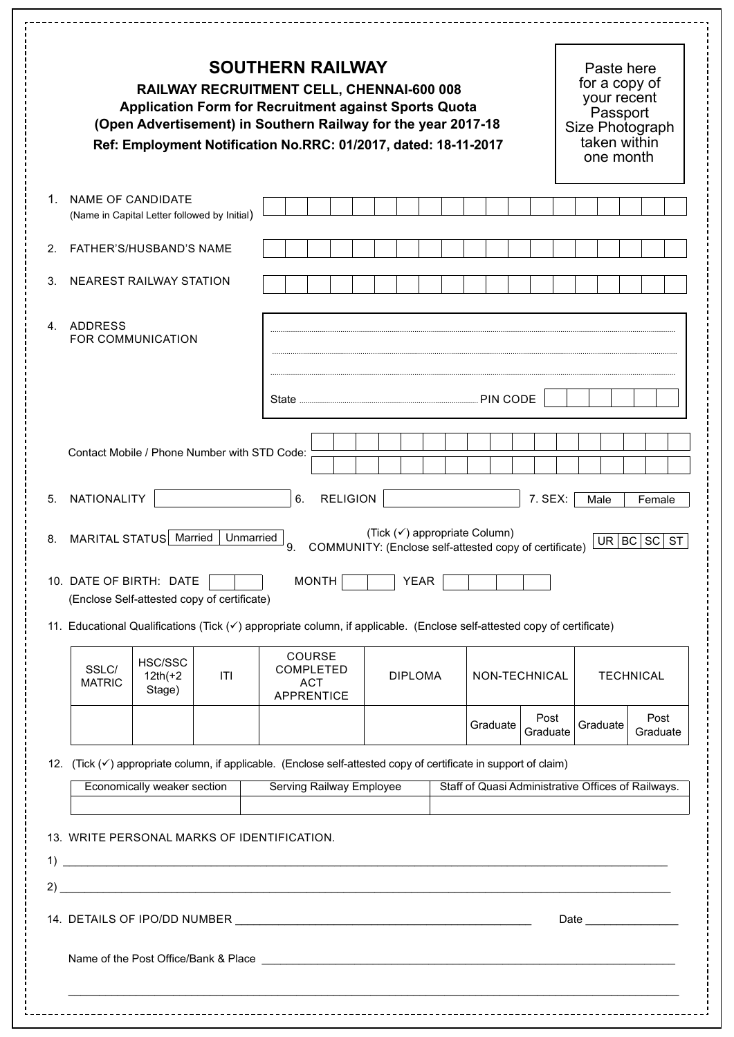# SOUTHERN RAILWAY

**RAILWAY RECRUITMENT CELL, CHENNAI-600 008**
**Application Form for Recruitment against Sports Quota**
**(Open Advertisement) in Southern Railway for the year 2017-18**
**Ref: Employment Notification No.RRC: 01/2017, dated: 18-11-2017**

Paste here for a copy of your recent Passport Size Photograph taken within one month

1. NAME OF CANDIDATE (Name in Capital Letter followed by Initial)

2. FATHER'S/HUSBAND'S NAME

3. NEAREST RAILWAY STATION

4. ADDRESS FOR COMMUNICATION

   State ........................ PIN CODE

   Contact Mobile / Phone Number with STD Code:

5. NATIONALITY
6. RELIGION
7. SEX: Male | Female

8. MARITAL STATUS Married | Unmarried
9. COMMUNITY: (Enclose self-attested copy of certificate) (Tick (✓) appropriate Column) UR | BC | SC | ST

10. DATE OF BIRTH: DATE MONTH YEAR
    (Enclose Self-attested copy of certificate)

11. Educational Qualifications (Tick (✓) appropriate column, if applicable. (Enclose self-attested copy of certificate)

| SSLC/ MATRIC | HSC/SSC 12th(+2 Stage) | ITI | COURSE COMPLETED ACT APPRENTICE | DIPLOMA | NON-TECHNICAL | | TECHNICAL | |
|---|---|---|---|---|---|---|---|---|
| | | | | | Graduate | Post Graduate | Graduate | Post Graduate |
| | | | | | | | | |

12. (Tick (✓) appropriate column, if applicable. (Enclose self-attested copy of certificate in support of claim)

| Economically weaker section | Serving Railway Employee | Staff of Quasi Administrative Offices of Railways. |
|---|---|---|
| | | |

13. WRITE PERSONAL MARKS OF IDENTIFICATION.

1) \_\_\_\_\_\_\_\_\_\_\_\_\_\_\_\_\_\_\_\_\_\_\_\_\_\_\_\_\_\_\_\_\_\_\_\_\_\_\_\_

2) \_\_\_\_\_\_\_\_\_\_\_\_\_\_\_\_\_\_\_\_\_\_\_\_\_\_\_\_\_\_\_\_\_\_\_\_\_\_\_\_

14. DETAILS OF IPO/DD NUMBER \_\_\_\_\_\_\_\_\_\_\_\_\_\_\_\_\_\_\_\_ Date \_\_\_\_\_\_\_\_\_\_

    Name of the Post Office/Bank & Place \_\_\_\_\_\_\_\_\_\_\_\_\_\_\_\_\_\_\_\_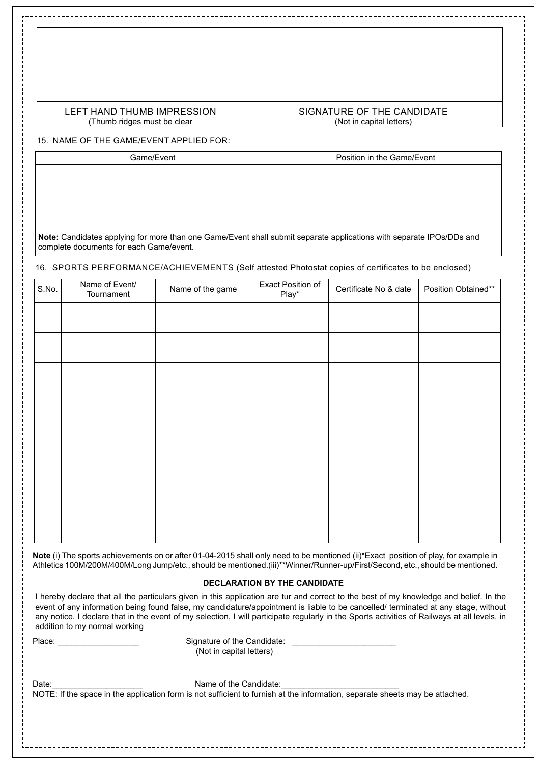| LEFT HAND THUMB IMPRESSION<br>(Thumb ridges must be clear | SIGNATURE OF THE CANDIDATE<br>(Not in capital letters) |
|---|---|
| | |

15. NAME OF THE GAME/EVENT APPLIED FOR:

| Game/Event | Position in the Game/Event |
|---|---|
| | |

**Note:** Candidates applying for more than one Game/Event shall submit separate applications with separate IPOs/DDs and complete documents for each Game/event.

16. SPORTS PERFORMANCE/ACHIEVEMENTS (Self attested Photostat copies of certificates to be enclosed)

| S.No. | Name of Event/ Tournament | Name of the game | Exact Position of Play* | Certificate No & date | Position Obtained** |
|---|---|---|---|---|---|
| | | | | | |
| | | | | | |
| | | | | | |
| | | | | | |
| | | | | | |
| | | | | | |
| | | | | | |
| | | | | | |

**Note** (i) The sports achievements on or after 01-04-2015 shall only need to be mentioned (ii)*Exact position of play, for example in Athletics 100M/200M/400M/Long Jump/etc., should be mentioned.(iii)**Winner/Runner-up/First/Second, etc., should be mentioned.

**DECLARATION BY THE CANDIDATE**

I hereby declare that all the particulars given in this application are tur and correct to the best of my knowledge and belief. In the event of any information being found false, my candidature/appointment is liable to be cancelled/ terminated at any stage, without any notice. I declare that in the event of my selection, I will participate regularly in the Sports activities of Railways at all levels, in addition to my normal working

Place: __________________ Signature of the Candidate: ______________________
(Not in capital letters)

Date:____________________ Name of the Candidate:__________________________

NOTE: If the space in the application form is not sufficient to furnish at the information, separate sheets may be attached.